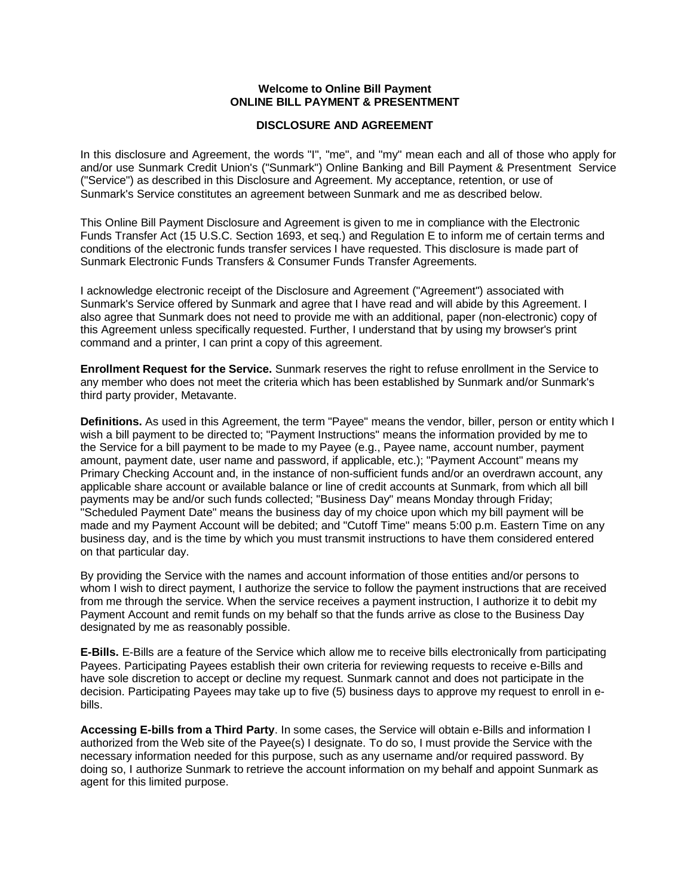**Welcome to Online Bill Payment**
**ONLINE BILL PAYMENT & PRESENTMENT**

**DISCLOSURE AND AGREEMENT**

In this disclosure and Agreement, the words "I", "me", and "my" mean each and all of those who apply for and/or use Sunmark Credit Union's ("Sunmark") Online Banking and Bill Payment & Presentment Service ("Service") as described in this Disclosure and Agreement. My acceptance, retention, or use of Sunmark's Service constitutes an agreement between Sunmark and me as described below.

This Online Bill Payment Disclosure and Agreement is given to me in compliance with the Electronic Funds Transfer Act (15 U.S.C. Section 1693, et seq.) and Regulation E to inform me of certain terms and conditions of the electronic funds transfer services I have requested. This disclosure is made part of Sunmark Electronic Funds Transfers & Consumer Funds Transfer Agreements.

I acknowledge electronic receipt of the Disclosure and Agreement ("Agreement") associated with Sunmark's Service offered by Sunmark and agree that I have read and will abide by this Agreement. I also agree that Sunmark does not need to provide me with an additional, paper (non-electronic) copy of this Agreement unless specifically requested. Further, I understand that by using my browser's print command and a printer, I can print a copy of this agreement.

**Enrollment Request for the Service.** Sunmark reserves the right to refuse enrollment in the Service to any member who does not meet the criteria which has been established by Sunmark and/or Sunmark's third party provider, Metavante.

**Definitions.** As used in this Agreement, the term "Payee" means the vendor, biller, person or entity which I wish a bill payment to be directed to; "Payment Instructions" means the information provided by me to the Service for a bill payment to be made to my Payee (e.g., Payee name, account number, payment amount, payment date, user name and password, if applicable, etc.); "Payment Account" means my Primary Checking Account and, in the instance of non-sufficient funds and/or an overdrawn account, any applicable share account or available balance or line of credit accounts at Sunmark, from which all bill payments may be and/or such funds collected; "Business Day" means Monday through Friday; "Scheduled Payment Date" means the business day of my choice upon which my bill payment will be made and my Payment Account will be debited; and "Cutoff Time" means 5:00 p.m. Eastern Time on any business day, and is the time by which you must transmit instructions to have them considered entered on that particular day.

By providing the Service with the names and account information of those entities and/or persons to whom I wish to direct payment, I authorize the service to follow the payment instructions that are received from me through the service. When the service receives a payment instruction, I authorize it to debit my Payment Account and remit funds on my behalf so that the funds arrive as close to the Business Day designated by me as reasonably possible.

**E-Bills.** E-Bills are a feature of the Service which allow me to receive bills electronically from participating Payees. Participating Payees establish their own criteria for reviewing requests to receive e-Bills and have sole discretion to accept or decline my request. Sunmark cannot and does not participate in the decision. Participating Payees may take up to five (5) business days to approve my request to enroll in e-bills.

**Accessing E-bills from a Third Party**. In some cases, the Service will obtain e-Bills and information I authorized from the Web site of the Payee(s) I designate. To do so, I must provide the Service with the necessary information needed for this purpose, such as any username and/or required password. By doing so, I authorize Sunmark to retrieve the account information on my behalf and appoint Sunmark as agent for this limited purpose.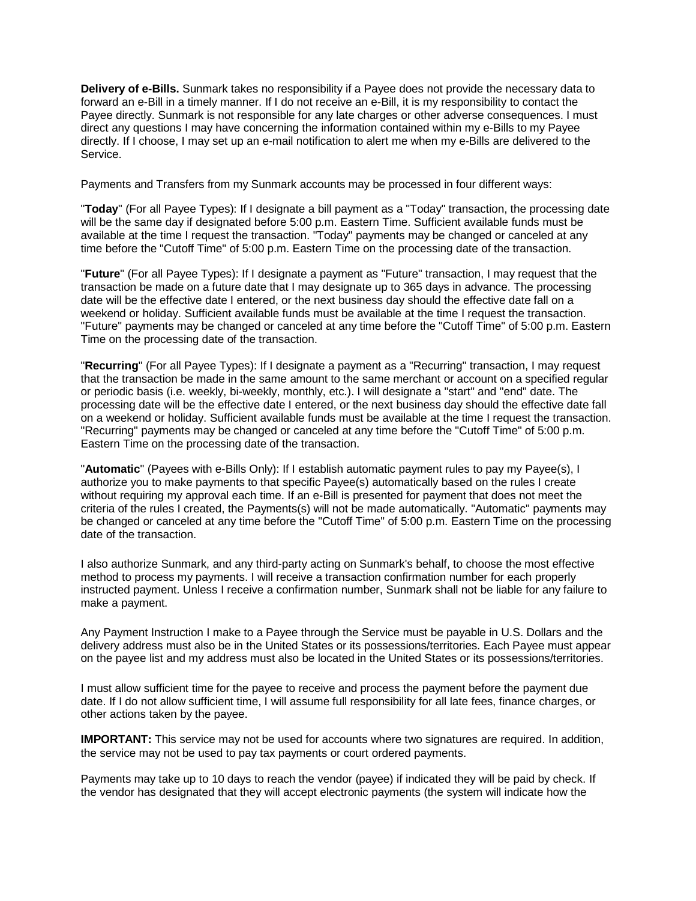**Delivery of e-Bills.** Sunmark takes no responsibility if a Payee does not provide the necessary data to forward an e-Bill in a timely manner. If I do not receive an e-Bill, it is my responsibility to contact the Payee directly. Sunmark is not responsible for any late charges or other adverse consequences. I must direct any questions I may have concerning the information contained within my e-Bills to my Payee directly. If I choose, I may set up an e-mail notification to alert me when my e-Bills are delivered to the Service.

Payments and Transfers from my Sunmark accounts may be processed in four different ways:

"**Today**" (For all Payee Types): If I designate a bill payment as a "Today" transaction, the processing date will be the same day if designated before 5:00 p.m. Eastern Time. Sufficient available funds must be available at the time I request the transaction. "Today" payments may be changed or canceled at any time before the "Cutoff Time" of 5:00 p.m. Eastern Time on the processing date of the transaction.

"**Future**" (For all Payee Types): If I designate a payment as "Future" transaction, I may request that the transaction be made on a future date that I may designate up to 365 days in advance. The processing date will be the effective date I entered, or the next business day should the effective date fall on a weekend or holiday. Sufficient available funds must be available at the time I request the transaction. "Future" payments may be changed or canceled at any time before the "Cutoff Time" of 5:00 p.m. Eastern Time on the processing date of the transaction.

"**Recurring**" (For all Payee Types): If I designate a payment as a "Recurring" transaction, I may request that the transaction be made in the same amount to the same merchant or account on a specified regular or periodic basis (i.e. weekly, bi-weekly, monthly, etc.). I will designate a "start" and "end" date. The processing date will be the effective date I entered, or the next business day should the effective date fall on a weekend or holiday. Sufficient available funds must be available at the time I request the transaction. "Recurring" payments may be changed or canceled at any time before the "Cutoff Time" of 5:00 p.m. Eastern Time on the processing date of the transaction.

"**Automatic**" (Payees with e-Bills Only): If I establish automatic payment rules to pay my Payee(s), I authorize you to make payments to that specific Payee(s) automatically based on the rules I create without requiring my approval each time. If an e-Bill is presented for payment that does not meet the criteria of the rules I created, the Payments(s) will not be made automatically. "Automatic" payments may be changed or canceled at any time before the "Cutoff Time" of 5:00 p.m. Eastern Time on the processing date of the transaction.

I also authorize Sunmark, and any third-party acting on Sunmark's behalf, to choose the most effective method to process my payments. I will receive a transaction confirmation number for each properly instructed payment. Unless I receive a confirmation number, Sunmark shall not be liable for any failure to make a payment.

Any Payment Instruction I make to a Payee through the Service must be payable in U.S. Dollars and the delivery address must also be in the United States or its possessions/territories. Each Payee must appear on the payee list and my address must also be located in the United States or its possessions/territories.

I must allow sufficient time for the payee to receive and process the payment before the payment due date. If I do not allow sufficient time, I will assume full responsibility for all late fees, finance charges, or other actions taken by the payee.

**IMPORTANT:** This service may not be used for accounts where two signatures are required. In addition, the service may not be used to pay tax payments or court ordered payments.

Payments may take up to 10 days to reach the vendor (payee) if indicated they will be paid by check. If the vendor has designated that they will accept electronic payments (the system will indicate how the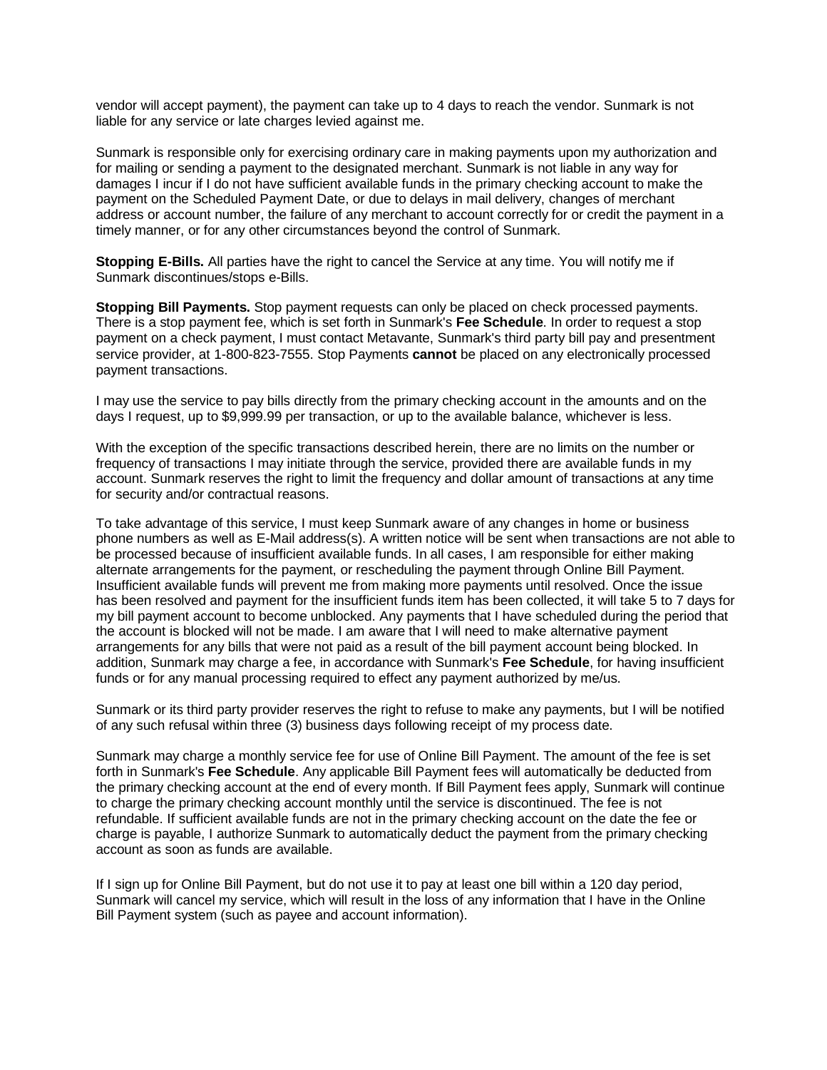vendor will accept payment), the payment can take up to 4 days to reach the vendor. Sunmark is not liable for any service or late charges levied against me.

Sunmark is responsible only for exercising ordinary care in making payments upon my authorization and for mailing or sending a payment to the designated merchant. Sunmark is not liable in any way for damages I incur if I do not have sufficient available funds in the primary checking account to make the payment on the Scheduled Payment Date, or due to delays in mail delivery, changes of merchant address or account number, the failure of any merchant to account correctly for or credit the payment in a timely manner, or for any other circumstances beyond the control of Sunmark.

**Stopping E-Bills.** All parties have the right to cancel the Service at any time. You will notify me if Sunmark discontinues/stops e-Bills.

**Stopping Bill Payments.** Stop payment requests can only be placed on check processed payments. There is a stop payment fee, which is set forth in Sunmark's **Fee Schedule**. In order to request a stop payment on a check payment, I must contact Metavante, Sunmark's third party bill pay and presentment service provider, at 1-800-823-7555. Stop Payments **cannot** be placed on any electronically processed payment transactions.

I may use the service to pay bills directly from the primary checking account in the amounts and on the days I request, up to $9,999.99 per transaction, or up to the available balance, whichever is less.

With the exception of the specific transactions described herein, there are no limits on the number or frequency of transactions I may initiate through the service, provided there are available funds in my account. Sunmark reserves the right to limit the frequency and dollar amount of transactions at any time for security and/or contractual reasons.

To take advantage of this service, I must keep Sunmark aware of any changes in home or business phone numbers as well as E-Mail address(s). A written notice will be sent when transactions are not able to be processed because of insufficient available funds. In all cases, I am responsible for either making alternate arrangements for the payment, or rescheduling the payment through Online Bill Payment. Insufficient available funds will prevent me from making more payments until resolved. Once the issue has been resolved and payment for the insufficient funds item has been collected, it will take 5 to 7 days for my bill payment account to become unblocked. Any payments that I have scheduled during the period that the account is blocked will not be made. I am aware that I will need to make alternative payment arrangements for any bills that were not paid as a result of the bill payment account being blocked. In addition, Sunmark may charge a fee, in accordance with Sunmark's **Fee Schedule**, for having insufficient funds or for any manual processing required to effect any payment authorized by me/us.

Sunmark or its third party provider reserves the right to refuse to make any payments, but I will be notified of any such refusal within three (3) business days following receipt of my process date.

Sunmark may charge a monthly service fee for use of Online Bill Payment. The amount of the fee is set forth in Sunmark's **Fee Schedule**. Any applicable Bill Payment fees will automatically be deducted from the primary checking account at the end of every month. If Bill Payment fees apply, Sunmark will continue to charge the primary checking account monthly until the service is discontinued. The fee is not refundable. If sufficient available funds are not in the primary checking account on the date the fee or charge is payable, I authorize Sunmark to automatically deduct the payment from the primary checking account as soon as funds are available.

If I sign up for Online Bill Payment, but do not use it to pay at least one bill within a 120 day period, Sunmark will cancel my service, which will result in the loss of any information that I have in the Online Bill Payment system (such as payee and account information).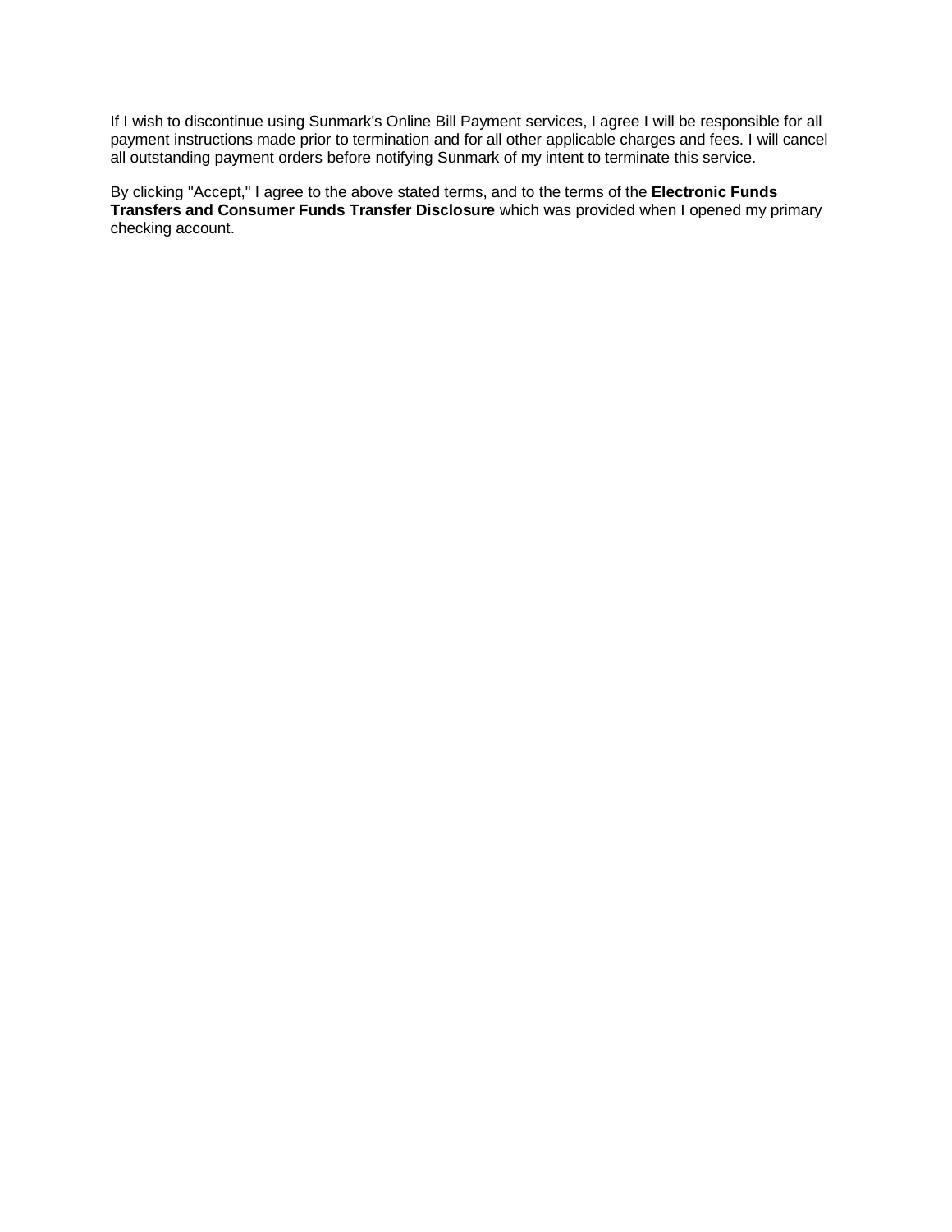If I wish to discontinue using Sunmark's Online Bill Payment services, I agree I will be responsible for all payment instructions made prior to termination and for all other applicable charges and fees. I will cancel all outstanding payment orders before notifying Sunmark of my intent to terminate this service.

By clicking "Accept," I agree to the above stated terms, and to the terms of the **Electronic Funds Transfers and Consumer Funds Transfer Disclosure** which was provided when I opened my primary checking account.